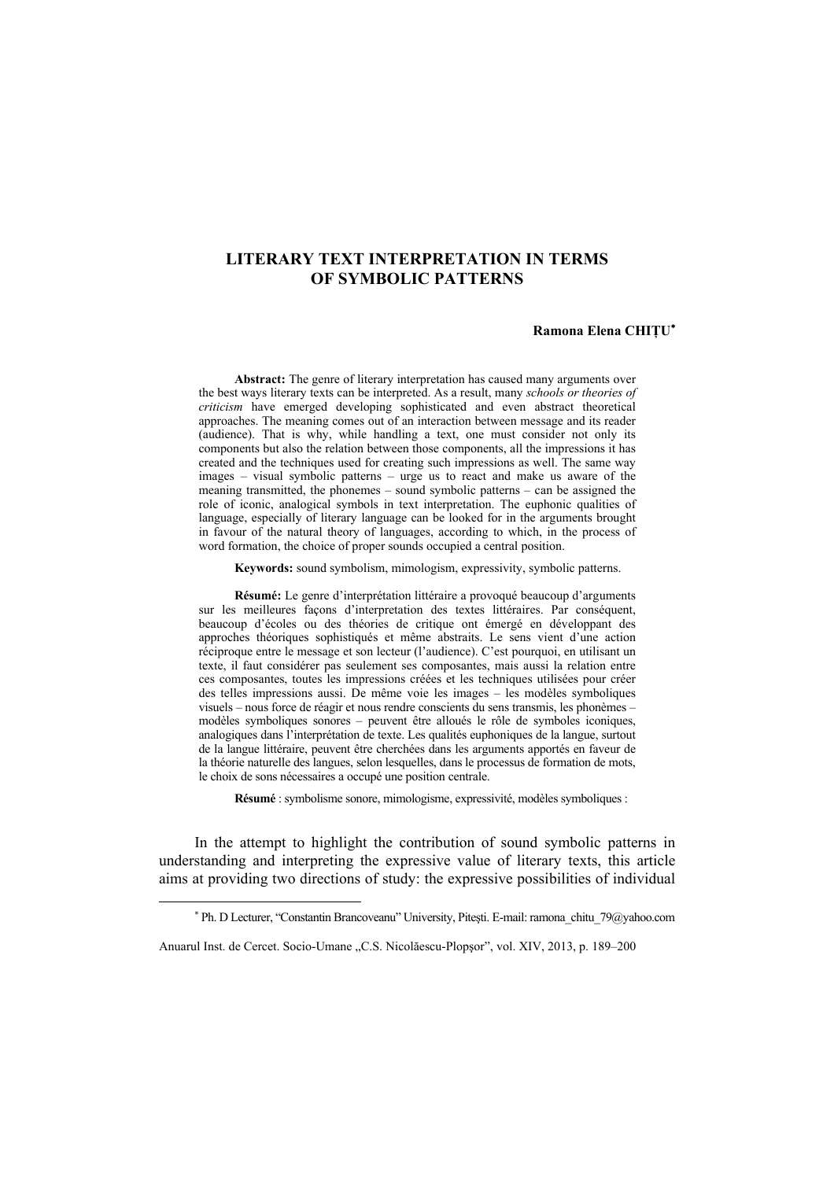# LITERARY TEXT INTERPRETATION IN TERMS OF SYMBOLIC PATTERNS

**Ramona Elena CHIȚU**[*]

**Abstract:** The genre of literary interpretation has caused many arguments over the best ways literary texts can be interpreted. As a result, many *schools or theories of criticism* have emerged developing sophisticated and even abstract theoretical approaches. The meaning comes out of an interaction between message and its reader (audience). That is why, while handling a text, one must consider not only its components but also the relation between those components, all the impressions it has created and the techniques used for creating such impressions as well. The same way images – visual symbolic patterns – urge us to react and make us aware of the meaning transmitted, the phonemes – sound symbolic patterns – can be assigned the role of iconic, analogical symbols in text interpretation. The euphonic qualities of language, especially of literary language can be looked for in the arguments brought in favour of the natural theory of languages, according to which, in the process of word formation, the choice of proper sounds occupied a central position.

**Keywords:** sound symbolism, mimologism, expressivity, symbolic patterns.

**Résumé:** Le genre d'interprétation littéraire a provoqué beaucoup d'arguments sur les meilleures façons d'interpretation des textes littéraires. Par conséquent, beaucoup d'écoles ou des théories de critique ont émergé en développant des approches théoriques sophistiqués et même abstraits. Le sens vient d'une action réciproque entre le message et son lecteur (l'audience). C'est pourquoi, en utilisant un texte, il faut considérer pas seulement ses composantes, mais aussi la relation entre ces composantes, toutes les impressions créées et les techniques utilisées pour créer des telles impressions aussi. De même voie les images – les modèles symboliques visuels – nous force de réagir et nous rendre conscients du sens transmis, les phonèmes – modèles symboliques sonores – peuvent être alloués le rôle de symboles iconiques, analogiques dans l'interprétation de textes. Les qualités euphoniques de la langue, surtout de la langue littéraire, peuvent être cherchées dans les arguments apportés en faveur de la théorie naturelle des langues, selon lesquelles, dans le processus de formation de mots, le choix de sons nécessaires a occupé une position centrale.

**Résumé** : symbolisme sonore, mimologisme, expressivité, modèles symboliques :

In the attempt to highlight the contribution of sound symbolic patterns in understanding and interpreting the expressive value of literary texts, this article aims at providing two directions of study: the expressive possibilities of individual

[*] Ph. D Lecturer, "Constantin Brancoveanu" University, Pitești. E-mail: ramona_chitu_79@yahoo.com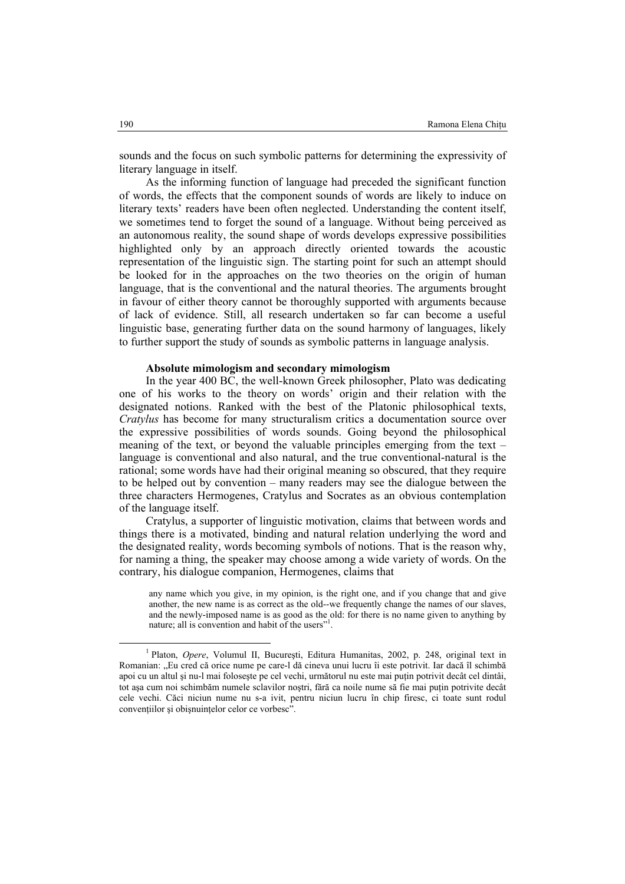sounds and the focus on such symbolic patterns for determining the expressivity of literary language in itself.

As the informing function of language had preceded the significant function of words, the effects that the component sounds of words are likely to induce on literary texts' readers have been often neglected. Understanding the content itself, we sometimes tend to forget the sound of a language. Without being perceived as an autonomous reality, the sound shape of words develops expressive possibilities highlighted only by an approach directly oriented towards the acoustic representation of the linguistic sign. The starting point for such an attempt should be looked for in the approaches on the two theories on the origin of human language, that is the conventional and the natural theories. The arguments brought in favour of either theory cannot be thoroughly supported with arguments because of lack of evidence. Still, all research undertaken so far can become a useful linguistic base, generating further data on the sound harmony of languages, likely to further support the study of sounds as symbolic patterns in language analysis.

**Absolute mimologism and secondary mimologism**

In the year 400 BC, the well-known Greek philosopher, Plato was dedicating one of his works to the theory on words' origin and their relation with the designated notions. Ranked with the best of the Platonic philosophical texts, *Cratylus* has become for many structuralism critics a documentation source over the expressive possibilities of words sounds. Going beyond the philosophical meaning of the text, or beyond the valuable principles emerging from the text – language is conventional and also natural, and the true conventional-natural is the rational; some words have had their original meaning so obscured, that they require to be helped out by convention – many readers may see the dialogue between the three characters Hermogenes, Cratylus and Socrates as an obvious contemplation of the language itself.

Cratylus, a supporter of linguistic motivation, claims that between words and things there is a motivated, binding and natural relation underlying the word and the designated reality, words becoming symbols of notions. That is the reason why, for naming a thing, the speaker may choose among a wide variety of words. On the contrary, his dialogue companion, Hermogenes, claims that

> any name which you give, in my opinion, is the right one, and if you change that and give another, the new name is as correct as the old--we frequently change the names of our slaves, and the newly-imposed name is as good as the old: for there is no name given to anything by nature; all is convention and habit of the users"[1].

---

[1] Platon, *Opere*, Volumul II, București, Editura Humanitas, 2002, p. 248, original text in Romanian: „Eu cred că orice nume pe care-l dă cineva unui lucru îi este potrivit. Iar dacă îl schimbă apoi cu un altul şi nu-l mai foloseşte pe cel vechi, următorul nu este mai puţin potrivit decât cel dintâi, tot aşa cum noi schimbăm numele sclavilor noştri, fără ca noile nume să fie mai puţin potrivite decât cele vechi. Căci niciun nume nu s-a ivit, pentru niciun lucru în chip firesc, ci toate sunt rodul convenţiilor şi obişnuinţelor celor ce vorbesc".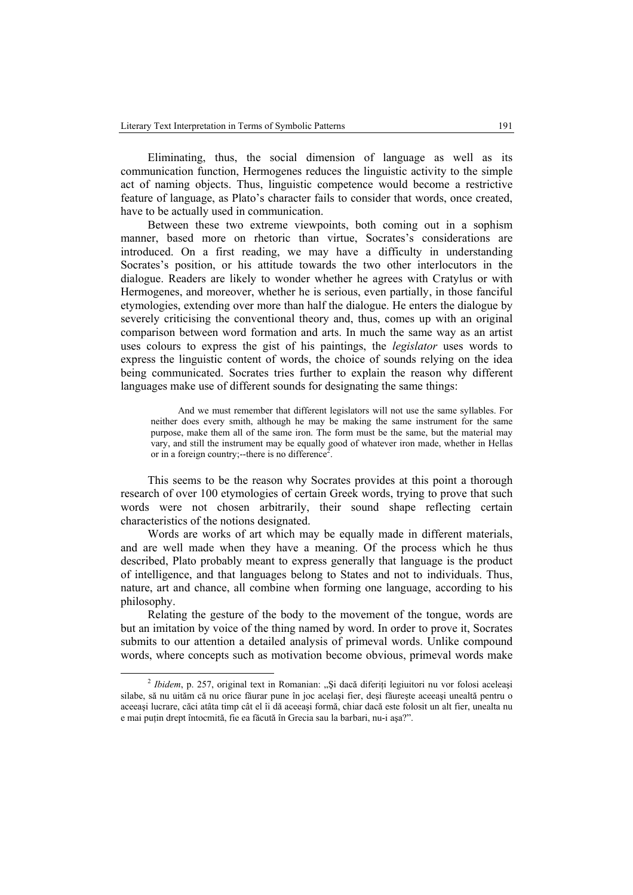Eliminating, thus, the social dimension of language as well as its communication function, Hermogenes reduces the linguistic activity to the simple act of naming objects. Thus, linguistic competence would become a restrictive feature of language, as Plato's character fails to consider that words, once created, have to be actually used in communication.

Between these two extreme viewpoints, both coming out in a sophism manner, based more on rhetoric than virtue, Socrates's considerations are introduced. On a first reading, we may have a difficulty in understanding Socrates's position, or his attitude towards the two other interlocutors in the dialogue. Readers are likely to wonder whether he agrees with Cratylus or with Hermogenes, and moreover, whether he is serious, even partially, in those fanciful etymologies, extending over more than half the dialogue. He enters the dialogue by severely criticising the conventional theory and, thus, comes up with an original comparison between word formation and arts. In much the same way as an artist uses colours to express the gist of his paintings, the *legislator* uses words to express the linguistic content of words, the choice of sounds relying on the idea being communicated. Socrates tries further to explain the reason why different languages make use of different sounds for designating the same things:

> And we must remember that different legislators will not use the same syllables. For neither does every smith, although he may be making the same instrument for the same purpose, make them all of the same iron. The form must be the same, but the material may vary, and still the instrument may be equally good of whatever iron made, whether in Hellas or in a foreign country;--there is no difference[2].

This seems to be the reason why Socrates provides at this point a thorough research of over 100 etymologies of certain Greek words, trying to prove that such words were not chosen arbitrarily, their sound shape reflecting certain characteristics of the notions designated.

Words are works of art which may be equally made in different materials, and are well made when they have a meaning. Of the process which he thus described, Plato probably meant to express generally that language is the product of intelligence, and that languages belong to States and not to individuals. Thus, nature, art and chance, all combine when forming one language, according to his philosophy.

Relating the gesture of the body to the movement of the tongue, words are but an imitation by voice of the thing named by word. In order to prove it, Socrates submits to our attention a detailed analysis of primeval words. Unlike compound words, where concepts such as motivation become obvious, primeval words make

---

[2] *Ibidem*, p. 257, original text in Romanian: „Şi dacă diferiţi legiuitori nu vor folosi aceleaşi silabe, să nu uităm că nu orice făurar pune în joc acelaşi fier, deşi făureşte aceeaşi unealtă pentru o aceeaşi lucrare, căci atâta timp cât el îi dă aceeaşi formă, chiar dacă este folosit un alt fier, unealta nu e mai puţin drept întocmită, fie ea făcută în Grecia sau la barbari, nu-i aşa?".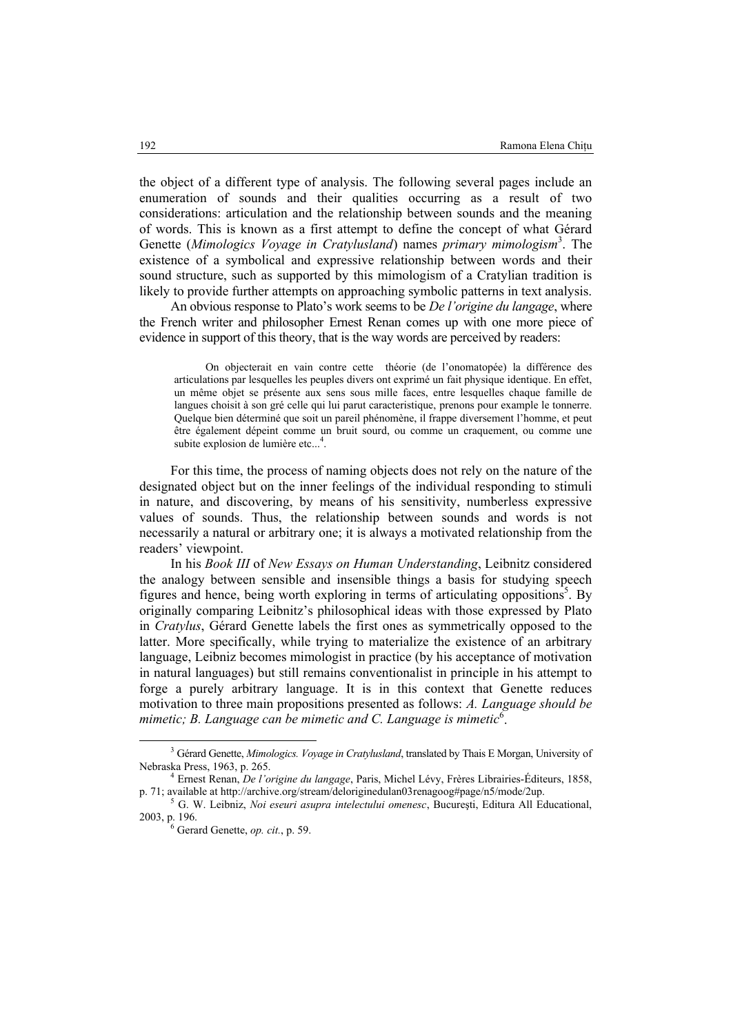the object of a different type of analysis. The following several pages include an enumeration of sounds and their qualities occurring as a result of two considerations: articulation and the relationship between sounds and the meaning of words. This is known as a first attempt to define the concept of what Gérard Genette (*Mimologics Voyage in Cratylusland*) names *primary mimologism*[3]. The existence of a symbolical and expressive relationship between words and their sound structure, such as supported by this mimologism of a Cratylian tradition is likely to provide further attempts on approaching symbolic patterns in text analysis.

An obvious response to Plato's work seems to be *De l'origine du langage*, where the French writer and philosopher Ernest Renan comes up with one more piece of evidence in support of this theory, that is the way words are perceived by readers:

> On objecterait en vain contre cette théorie (de l'onomatopée) la différence des articulations par lesquelles les peuples divers ont exprimé un fait physique identique. En effet, un même objet se présente aux sens sous mille faces, entre lesquelles chaque famille de langues choisit à son gré celle qui lui parut caracteristique, prenons pour example le tonnerre. Quelque bien déterminé que soit un pareil phénomène, il frappe diversement l'homme, et peut être également dépeint comme un bruit sourd, ou comme un craquement, ou comme une subite explosion de lumière etc...[4].

For this time, the process of naming objects does not rely on the nature of the designated object but on the inner feelings of the individual responding to stimuli in nature, and discovering, by means of his sensitivity, numberless expressive values of sounds. Thus, the relationship between sounds and words is not necessarily a natural or arbitrary one; it is always a motivated relationship from the readers' viewpoint.

In his *Book III* of *New Essays on Human Understanding*, Leibnitz considered the analogy between sensible and insensible things a basis for studying speech figures and hence, being worth exploring in terms of articulating oppositions[5]. By originally comparing Leibnitz's philosophical ideas with those expressed by Plato in *Cratylus*, Gérard Genette labels the first ones as symmetrically opposed to the latter. More specifically, while trying to materialize the existence of an arbitrary language, Leibniz becomes mimologist in practice (by his acceptance of motivation in natural languages) but still remains conventionalist in principle in his attempt to forge a purely arbitrary language. It is in this context that Genette reduces motivation to three main propositions presented as follows: *A. Language should be mimetic; B. Language can be mimetic and C. Language is mimetic*[6].

---

[3] Gérard Genette, *Mimologics. Voyage in Cratylusland*, translated by Thais E Morgan, University of Nebraska Press, 1963, p. 265.

[4] Ernest Renan, *De l'origine du langage*, Paris, Michel Lévy, Frères Librairies-Éditeurs, 1858, p. 71; available at http://archive.org/stream/deloriginedulan03renagoog#page/n5/mode/2up.

[5] G. W. Leibniz, *Noi eseuri asupra intelectului omenesc*, Bucureşti, Editura All Educational, 2003, p. 196.

[6] Gerard Genette, *op. cit.*, p. 59.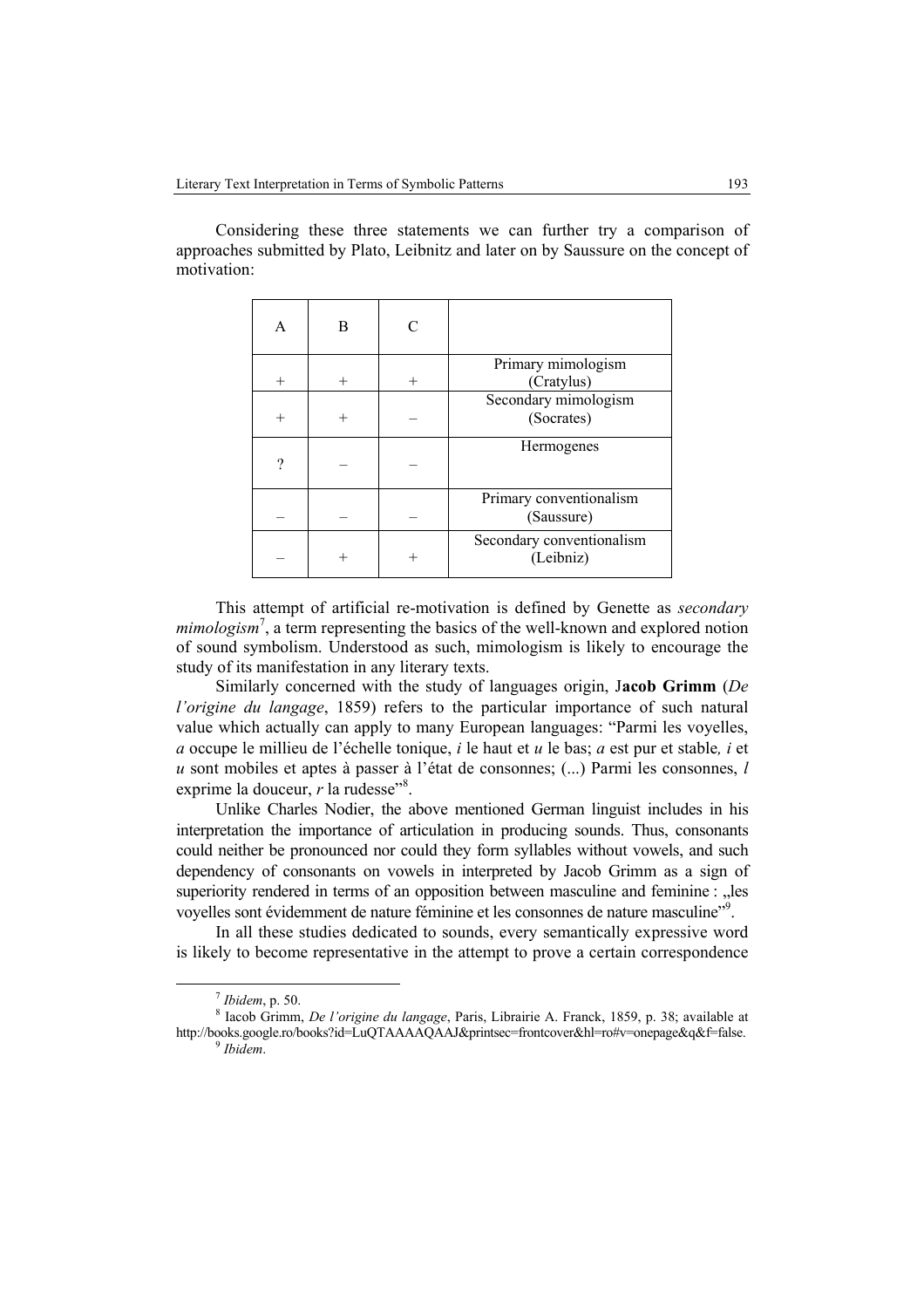Considering these three statements we can further try a comparison of approaches submitted by Plato, Leibnitz and later on by Saussure on the concept of motivation:

| A | B | C | |
|---|---|---|---|
| + | + | + | Primary mimologism (Cratylus) |
| + | + | – | Secondary mimologism (Socrates) |
| ? | – | – | Hermogenes |
| – | – | – | Primary conventionalism (Saussure) |
| – | + | + | Secondary conventionalism (Leibniz) |

This attempt of artificial re-motivation is defined by Genette as *secondary mimologism*[7], a term representing the basics of the well-known and explored notion of sound symbolism. Understood as such, mimologism is likely to encourage the study of its manifestation in any literary texts.

Similarly concerned with the study of languages origin, J**acob Grimm** (*De l'origine du langage*, 1859) refers to the particular importance of such natural value which actually can apply to many European languages: "Parmi les voyelles, *a* occupe le millieu de l'échelle tonique, *i* le haut et *u* le bas; *a* est pur et stable*, i* et *u* sont mobiles et aptes à passer à l'état de consonnes; (...) Parmi les consonnes, *l* exprime la douceur, *r* la rudesse"[8].

Unlike Charles Nodier, the above mentioned German linguist includes in his interpretation the importance of articulation in producing sounds. Thus, consonants could neither be pronounced nor could they form syllables without vowels, and such dependency of consonants on vowels in interpreted by Jacob Grimm as a sign of superiority rendered in terms of an opposition between masculine and feminine : „les voyelles sont évidemment de nature féminine et les consonnes de nature masculine"[9].

In all these studies dedicated to sounds, every semantically expressive word is likely to become representative in the attempt to prove a certain correspondence

---

[7] *Ibidem*, p. 50.

[8] Iacob Grimm, *De l'origine du langage*, Paris, Librairie A. Franck, 1859, p. 38; available at http://books.google.ro/books?id=LuQTAAAAQAAJ&printsec=frontcover&hl=ro#v=onepage&q&f=false.

[9] *Ibidem*.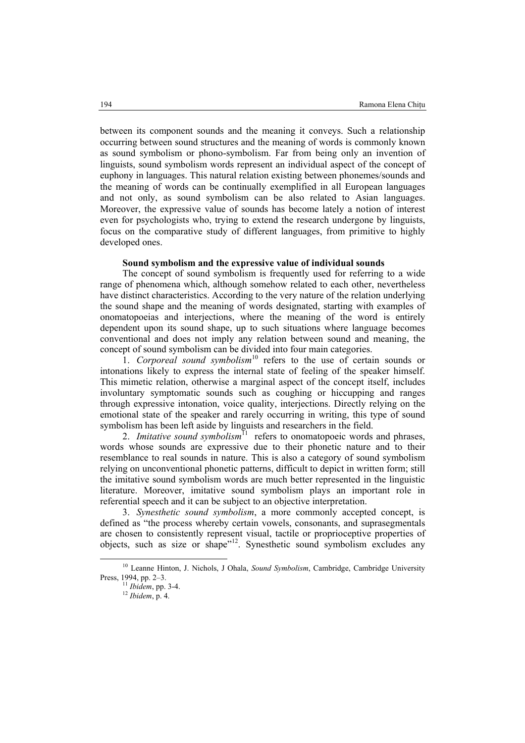between its component sounds and the meaning it conveys. Such a relationship occurring between sound structures and the meaning of words is commonly known as sound symbolism or phono-symbolism. Far from being only an invention of linguists, sound symbolism words represent an individual aspect of the concept of euphony in languages. This natural relation existing between phonemes/sounds and the meaning of words can be continually exemplified in all European languages and not only, as sound symbolism can be also related to Asian languages. Moreover, the expressive value of sounds has become lately a notion of interest even for psychologists who, trying to extend the research undergone by linguists, focus on the comparative study of different languages, from primitive to highly developed ones.

**Sound symbolism and the expressive value of individual sounds**

The concept of sound symbolism is frequently used for referring to a wide range of phenomena which, although somehow related to each other, nevertheless have distinct characteristics. According to the very nature of the relation underlying the sound shape and the meaning of words designated, starting with examples of onomatopoeias and interjections, where the meaning of the word is entirely dependent upon its sound shape, up to such situations where language becomes conventional and does not imply any relation between sound and meaning, the concept of sound symbolism can be divided into four main categories.

1. *Corporeal sound symbolism*[10] refers to the use of certain sounds or intonations likely to express the internal state of feeling of the speaker himself. This mimetic relation, otherwise a marginal aspect of the concept itself, includes involuntary symptomatic sounds such as coughing or hiccupping and ranges through expressive intonation, voice quality, interjections. Directly relying on the emotional state of the speaker and rarely occurring in writing, this type of sound symbolism has been left aside by linguists and researchers in the field.

2. *Imitative sound symbolism*[11] refers to onomatopoeic words and phrases, words whose sounds are expressive due to their phonetic nature and to their resemblance to real sounds in nature. This is also a category of sound symbolism relying on unconventional phonetic patterns, difficult to depict in written form; still the imitative sound symbolism words are much better represented in the linguistic literature. Moreover, imitative sound symbolism plays an important role in referential speech and it can be subject to an objective interpretation.

3. *Synesthetic sound symbolism*, a more commonly accepted concept, is defined as "the process whereby certain vowels, consonants, and suprasegmentals are chosen to consistently represent visual, tactile or proprioceptive properties of objects, such as size or shape"[12]. Synesthetic sound symbolism excludes any

---

[10] Leanne Hinton, J. Nichols, J Ohala, *Sound Symbolism*, Cambridge, Cambridge University Press, 1994, pp. 2–3.

[11] *Ibidem*, pp. 3-4.

[12] *Ibidem*, p. 4.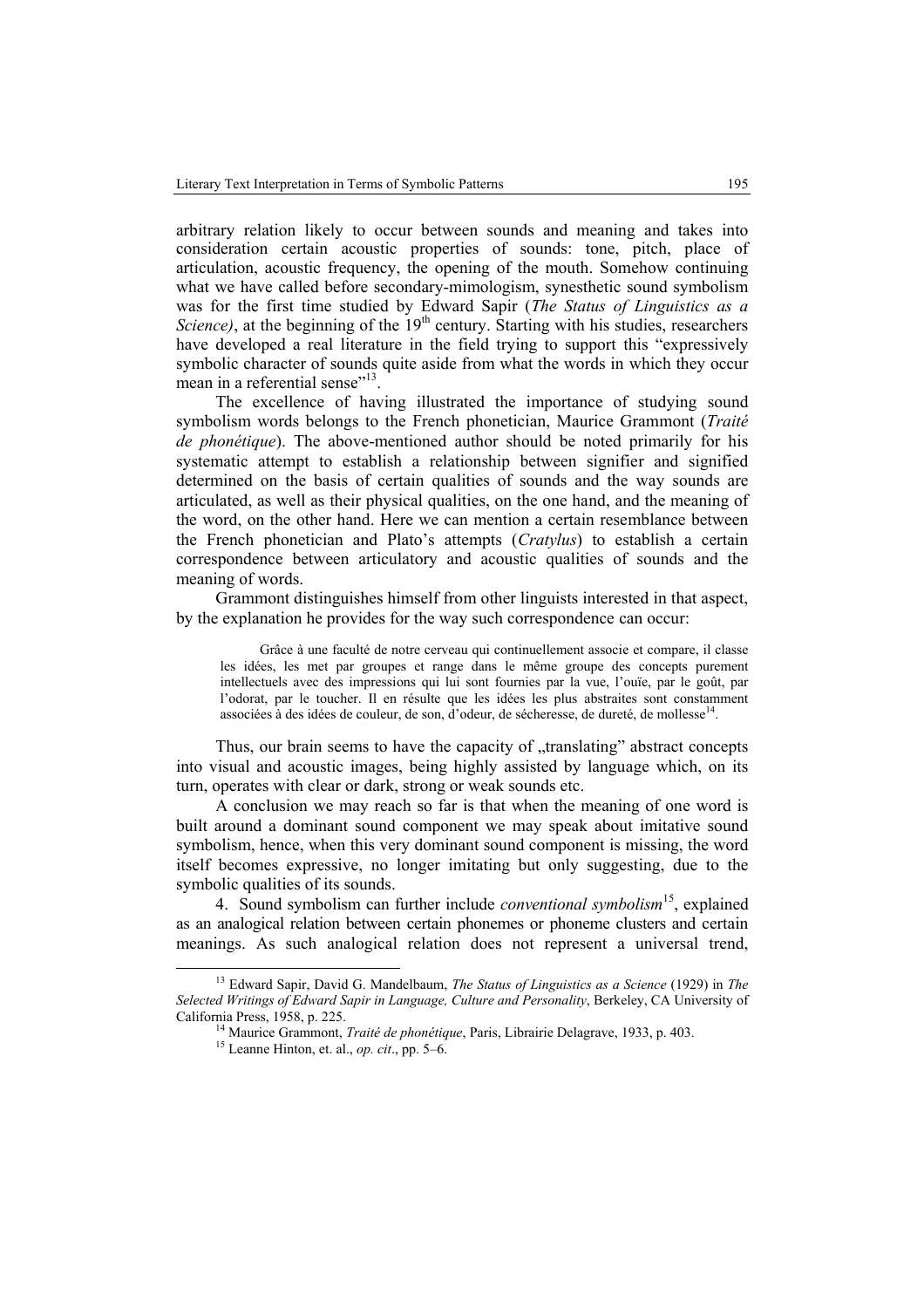arbitrary relation likely to occur between sounds and meaning and takes into consideration certain acoustic properties of sounds: tone, pitch, place of articulation, acoustic frequency, the opening of the mouth. Somehow continuing what we have called before secondary-mimologism, synesthetic sound symbolism was for the first time studied by Edward Sapir (*The Status of Linguistics as a Science)*, at the beginning of the 19th century. Starting with his studies, researchers have developed a real literature in the field trying to support this "expressively symbolic character of sounds quite aside from what the words in which they occur mean in a referential sense"[13].

The excellence of having illustrated the importance of studying sound symbolism words belongs to the French phonetician, Maurice Grammont (*Traité de phonétique*). The above-mentioned author should be noted primarily for his systematic attempt to establish a relationship between signifier and signified determined on the basis of certain qualities of sounds and the way sounds are articulated, as well as their physical qualities, on the one hand, and the meaning of the word, on the other hand. Here we can mention a certain resemblance between the French phonetician and Plato's attempts (*Cratylus*) to establish a certain correspondence between articulatory and acoustic qualities of sounds and the meaning of words.

Grammont distinguishes himself from other linguists interested in that aspect, by the explanation he provides for the way such correspondence can occur:

> Grâce à une faculté de notre cerveau qui continuellement associe et compare, il classe les idées, les met par groupes et range dans le même groupe des concepts purement intellectuels avec des impressions qui lui sont fournies par la vue, l'ouïe, par le goût, par l'odorat, par le toucher. Il en résulte que les idées les plus abstraites sont constamment associées à des idées de couleur, de son, d'odeur, de sécheresse, de dureté, de mollesse[14].

Thus, our brain seems to have the capacity of „translating" abstract concepts into visual and acoustic images, being highly assisted by language which, on its turn, operates with clear or dark, strong or weak sounds etc.

A conclusion we may reach so far is that when the meaning of one word is built around a dominant sound component we may speak about imitative sound symbolism, hence, when this very dominant sound component is missing, the word itself becomes expressive, no longer imitating but only suggesting, due to the symbolic qualities of its sounds.

4. Sound symbolism can further include *conventional symbolism*[15], explained as an analogical relation between certain phonemes or phoneme clusters and certain meanings. As such analogical relation does not represent a universal trend,

---

[13] Edward Sapir, David G. Mandelbaum, *The Status of Linguistics as a Science* (1929) in *The Selected Writings of Edward Sapir in Language, Culture and Personality*, Berkeley, CA University of California Press, 1958, p. 225.

[14] Maurice Grammont, *Traité de phonétique*, Paris, Librairie Delagrave, 1933, p. 403.

[15] Leanne Hinton, et. al., *op. cit*., pp. 5–6.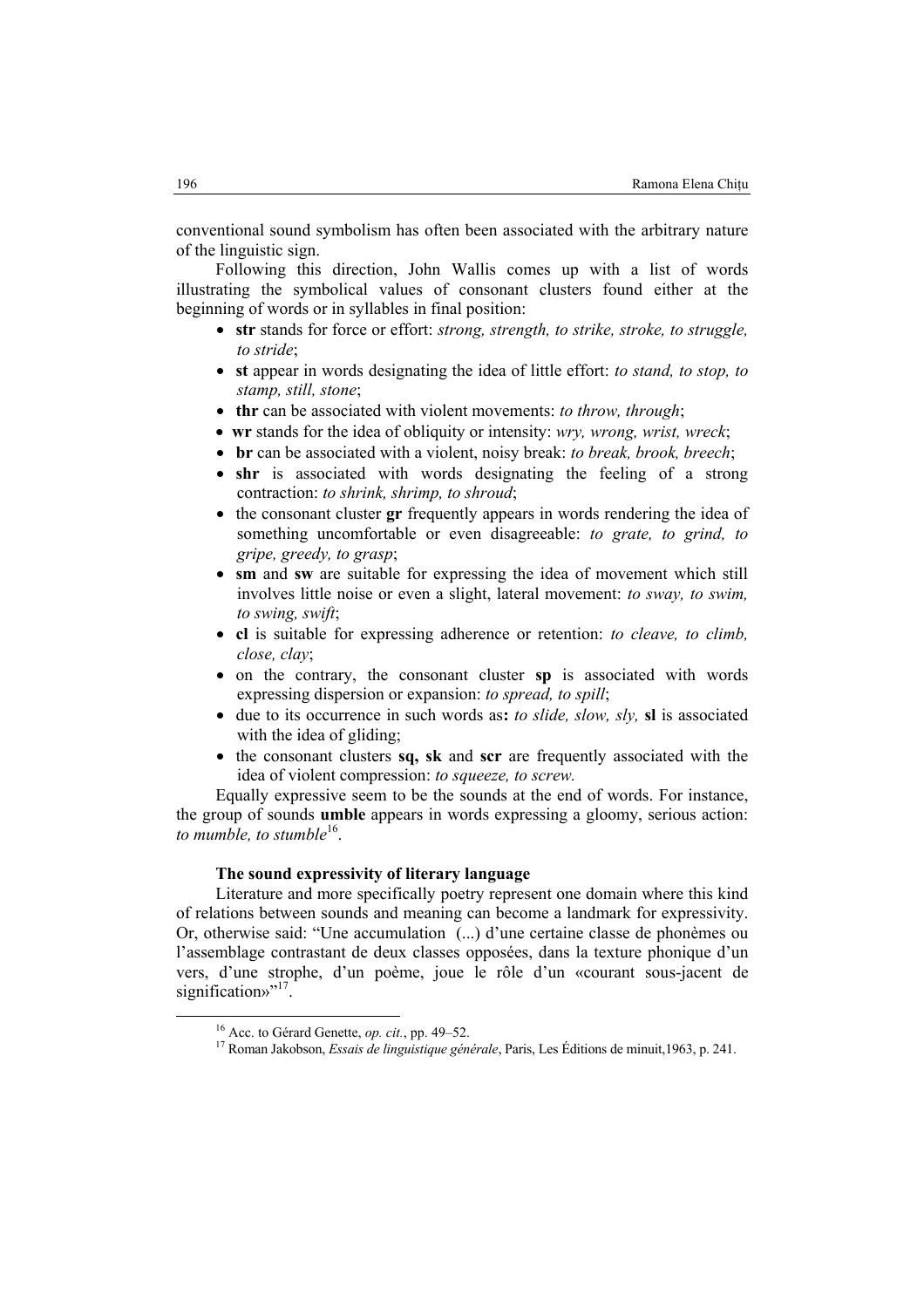conventional sound symbolism has often been associated with the arbitrary nature of the linguistic sign.

Following this direction, John Wallis comes up with a list of words illustrating the symbolical values of consonant clusters found either at the beginning of words or in syllables in final position:

- **str** stands for force or effort: *strong, strength, to strike, stroke, to struggle, to stride*;
- **st** appear in words designating the idea of little effort: *to stand, to stop, to stamp, still, stone*;
- **thr** can be associated with violent movements: *to throw, through*;
- **wr** stands for the idea of obliquity or intensity: *wry, wrong, wrist, wreck*;
- **br** can be associated with a violent, noisy break: *to break, brook, breech*;
- **shr** is associated with words designating the feeling of a strong contraction: *to shrink, shrimp, to shroud*;
- the consonant cluster **gr** frequently appears in words rendering the idea of something uncomfortable or even disagreeable: *to grate, to grind, to gripe, greedy, to grasp*;
- **sm** and **sw** are suitable for expressing the idea of movement which still involves little noise or even a slight, lateral movement: *to sway, to swim, to swing, swift*;
- **cl** is suitable for expressing adherence or retention: *to cleave, to climb, close, clay*;
- on the contrary, the consonant cluster **sp** is associated with words expressing dispersion or expansion: *to spread, to spill*;
- due to its occurrence in such words as**:** *to slide, slow, sly,* **sl** is associated with the idea of gliding;
- the consonant clusters **sq, sk** and **scr** are frequently associated with the idea of violent compression: *to squeeze, to screw.*

Equally expressive seem to be the sounds at the end of words. For instance, the group of sounds **umble** appears in words expressing a gloomy, serious action: *to mumble, to stumble*[16].

### The sound expressivity of literary language

Literature and more specifically poetry represent one domain where this kind of relations between sounds and meaning can become a landmark for expressivity. Or, otherwise said: "Une accumulation (...) d'une certaine classe de phonèmes ou l'assemblage contrastant de deux classes opposées, dans la texture phonique d'un vers, d'une strophe, d'un poème, joue le rôle d'un «courant sous-jacent de signification»"[17].

---

[16] Acc. to Gérard Genette, *op. cit.*, pp. 49–52.

[17] Roman Jakobson, *Essais de linguistique générale*, Paris, Les Éditions de minuit,1963, p. 241.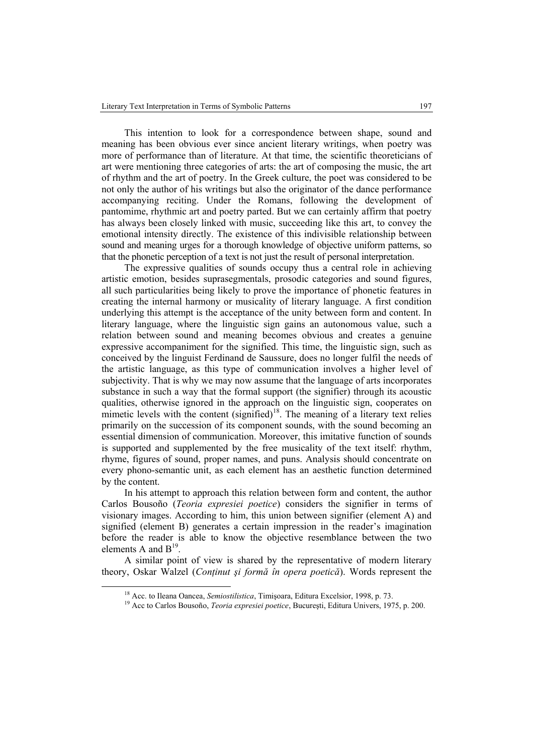This intention to look for a correspondence between shape, sound and meaning has been obvious ever since ancient literary writings, when poetry was more of performance than of literature. At that time, the scientific theoreticians of art were mentioning three categories of arts: the art of composing the music, the art of rhythm and the art of poetry. In the Greek culture, the poet was considered to be not only the author of his writings but also the originator of the dance performance accompanying reciting. Under the Romans, following the development of pantomime, rhythmic art and poetry parted. But we can certainly affirm that poetry has always been closely linked with music, succeeding like this art, to convey the emotional intensity directly. The existence of this indivisible relationship between sound and meaning urges for a thorough knowledge of objective uniform patterns, so that the phonetic perception of a text is not just the result of personal interpretation.

The expressive qualities of sounds occupy thus a central role in achieving artistic emotion, besides suprasegmentals, prosodic categories and sound figures, all such particularities being likely to prove the importance of phonetic features in creating the internal harmony or musicality of literary language. A first condition underlying this attempt is the acceptance of the unity between form and content. In literary language, where the linguistic sign gains an autonomous value, such a relation between sound and meaning becomes obvious and creates a genuine expressive accompaniment for the signified. This time, the linguistic sign, such as conceived by the linguist Ferdinand de Saussure, does no longer fulfil the needs of the artistic language, as this type of communication involves a higher level of subjectivity. That is why we may now assume that the language of arts incorporates substance in such a way that the formal support (the signifier) through its acoustic qualities, otherwise ignored in the approach on the linguistic sign, cooperates on mimetic levels with the content (signified)[18]. The meaning of a literary text relies primarily on the succession of its component sounds, with the sound becoming an essential dimension of communication. Moreover, this imitative function of sounds is supported and supplemented by the free musicality of the text itself: rhythm, rhyme, figures of sound, proper names, and puns. Analysis should concentrate on every phono-semantic unit, as each element has an aesthetic function determined by the content.

In his attempt to approach this relation between form and content, the author Carlos Bousoño (*Teoria expresiei poetice*) considers the signifier in terms of visionary images. According to him, this union between signifier (element A) and signified (element B) generates a certain impression in the reader's imagination before the reader is able to know the objective resemblance between the two elements A and B[19].

A similar point of view is shared by the representative of modern literary theory, Oskar Walzel (*Conținut şi formă în opera poetică*). Words represent the

---

[18] Acc. to Ileana Oancea, *Semiostilistica*, Timişoara, Editura Excelsior, 1998, p. 73.

[19] Acc to Carlos Bousoño, *Teoria expresiei poetice*, Bucureşti, Editura Univers, 1975, p. 200.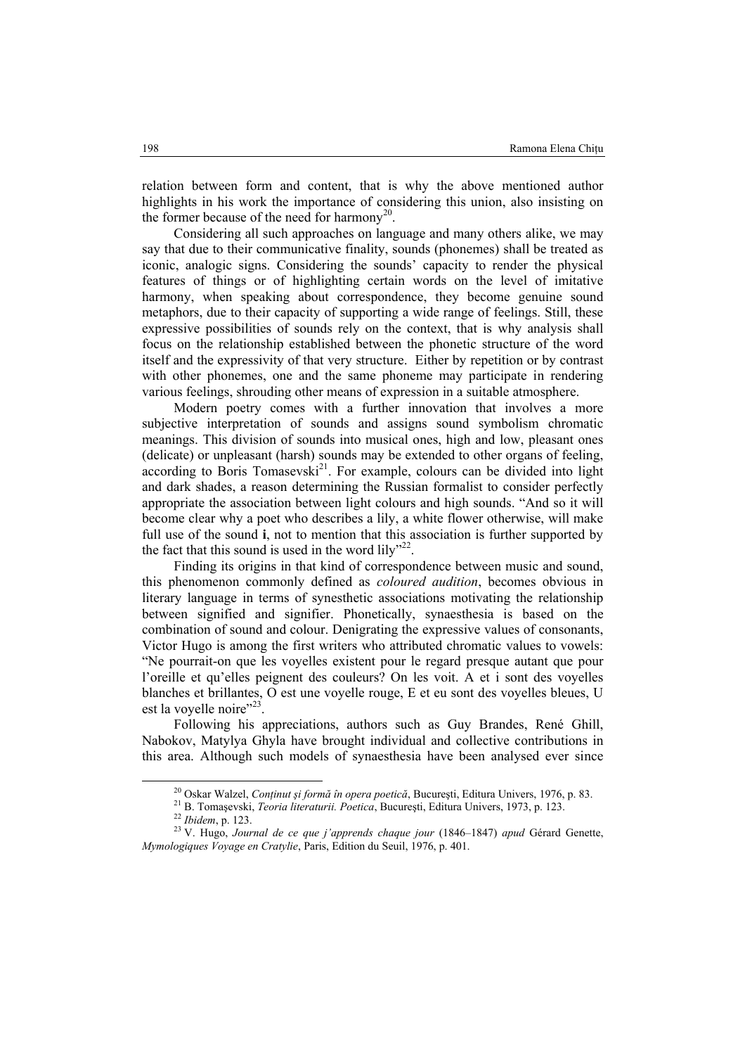relation between form and content, that is why the above mentioned author highlights in his work the importance of considering this union, also insisting on the former because of the need for harmony[20].

Considering all such approaches on language and many others alike, we may say that due to their communicative finality, sounds (phonemes) shall be treated as iconic, analogic signs. Considering the sounds' capacity to render the physical features of things or of highlighting certain words on the level of imitative harmony, when speaking about correspondence, they become genuine sound metaphors, due to their capacity of supporting a wide range of feelings. Still, these expressive possibilities of sounds rely on the context, that is why analysis shall focus on the relationship established between the phonetic structure of the word itself and the expressivity of that very structure. Either by repetition or by contrast with other phonemes, one and the same phoneme may participate in rendering various feelings, shrouding other means of expression in a suitable atmosphere.

Modern poetry comes with a further innovation that involves a more subjective interpretation of sounds and assigns sound symbolism chromatic meanings. This division of sounds into musical ones, high and low, pleasant ones (delicate) or unpleasant (harsh) sounds may be extended to other organs of feeling, according to Boris Tomasevski[21]. For example, colours can be divided into light and dark shades, a reason determining the Russian formalist to consider perfectly appropriate the association between light colours and high sounds. "And so it will become clear why a poet who describes a lily, a white flower otherwise, will make full use of the sound **i**, not to mention that this association is further supported by the fact that this sound is used in the word lily"[22].

Finding its origins in that kind of correspondence between music and sound, this phenomenon commonly defined as *coloured audition*, becomes obvious in literary language in terms of synesthetic associations motivating the relationship between signified and signifier. Phonetically, synaesthesia is based on the combination of sound and colour. Denigrating the expressive values of consonants, Victor Hugo is among the first writers who attributed chromatic values to vowels: "Ne pourrait-on que les voyelles existent pour le regard presque autant que pour l'oreille et qu'elles peignent des couleurs? On les voit. A et i sont des voyelles blanches et brillantes, O est une voyelle rouge, E et eu sont des voyelles bleues, U est la voyelle noire"[23].

Following his appreciations, authors such as Guy Brandes, René Ghill, Nabokov, Matylya Ghyla have brought individual and collective contributions in this area. Although such models of synaesthesia have been analysed ever since

---

[20] Oskar Walzel, *Conținut și formă în opera poetică*, București, Editura Univers, 1976, p. 83.

[21] B. Tomașevski, *Teoria literaturii. Poetica*, București, Editura Univers, 1973, p. 123.

[22] *Ibidem*, p. 123.

[23] V. Hugo, *Journal de ce que j'apprends chaque jour* (1846–1847) *apud* Gérard Genette, *Mymologiques Voyage en Cratylie*, Paris, Edition du Seuil, 1976, p. 401.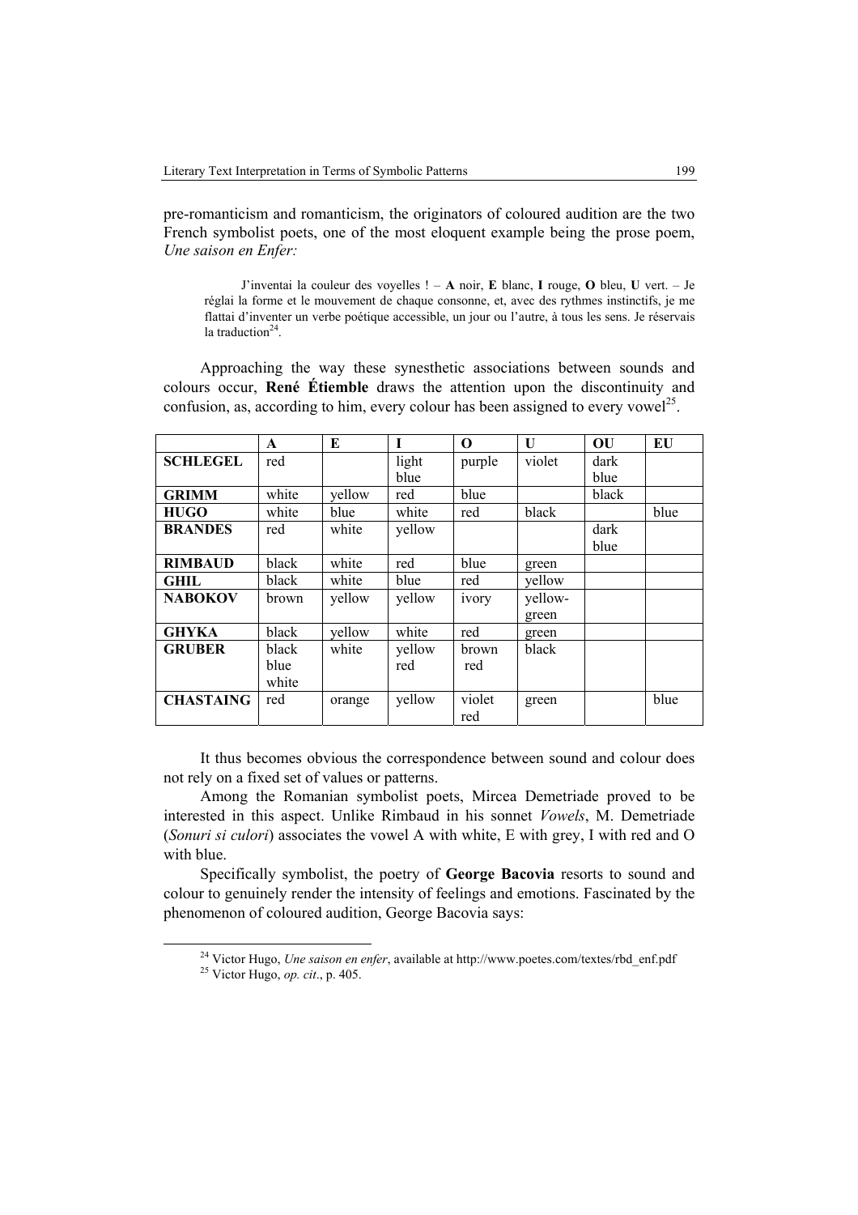pre-romanticism and romanticism, the originators of coloured audition are the two French symbolist poets, one of the most eloquent example being the prose poem, *Une saison en Enfer:*

> J'inventai la couleur des voyelles ! – **A** noir, **E** blanc, **I** rouge, **O** bleu, **U** vert. – Je réglai la forme et le mouvement de chaque consonne, et, avec des rythmes instinctifs, je me flattai d'inventer un verbe poétique accessible, un jour ou l'autre, à tous les sens. Je réservais la traduction[24].

Approaching the way these synesthetic associations between sounds and colours occur, **René Étiemble** draws the attention upon the discontinuity and confusion, as, according to him, every colour has been assigned to every vowel[25].

| | **A** | **E** | **I** | **O** | **U** | **OU** | **EU** |
|---|---|---|---|---|---|---|---|
| **SCHLEGEL** | red | | light blue | purple | violet | dark blue | |
| **GRIMM** | white | yellow | red | blue | | black | |
| **HUGO** | white | blue | white | red | black | | blue |
| **BRANDES** | red | white | yellow | | | dark blue | |
| **RIMBAUD** | black | white | red | blue | green | | |
| **GHIL** | black | white | blue | red | yellow | | |
| **NABOKOV** | brown | yellow | yellow | ivory | yellow-green | | |
| **GHYKA** | black | yellow | white | red | green | | |
| **GRUBER** | black blue white | white | yellow red | brown red | black | | |
| **CHASTAING** | red | orange | yellow | violet red | green | | blue |

It thus becomes obvious the correspondence between sound and colour does not rely on a fixed set of values or patterns.

Among the Romanian symbolist poets, Mircea Demetriade proved to be interested in this aspect. Unlike Rimbaud in his sonnet *Vowels*, M. Demetriade (*Sonuri si culori*) associates the vowel A with white, E with grey, I with red and O with blue.

Specifically symbolist, the poetry of **George Bacovia** resorts to sound and colour to genuinely render the intensity of feelings and emotions. Fascinated by the phenomenon of coloured audition, George Bacovia says:

---

[24] Victor Hugo, *Une saison en enfer*, available at http://www.poetes.com/textes/rbd_enf.pdf

[25] Victor Hugo, *op. cit*., p. 405.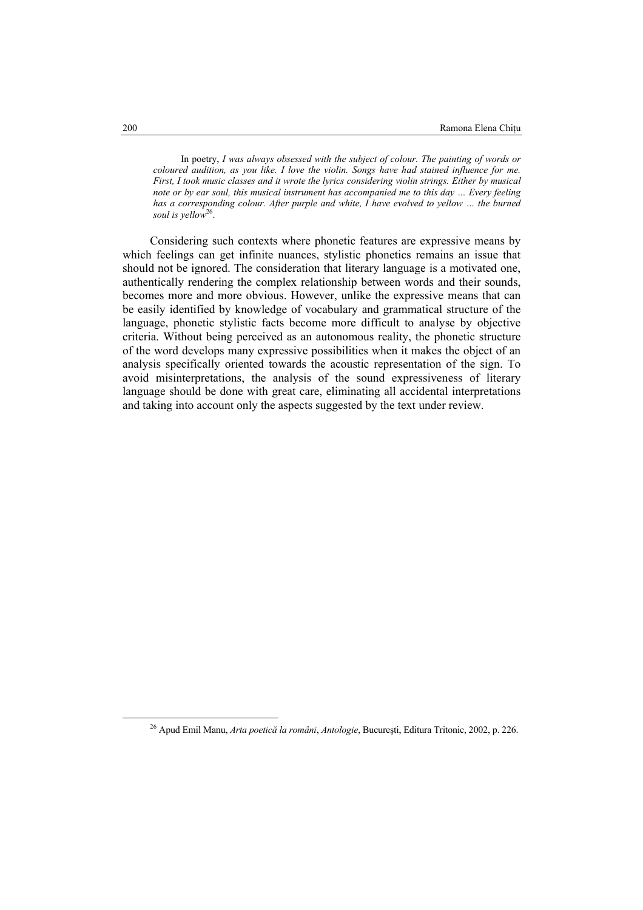In poetry, *I was always obsessed with the subject of colour. The painting of words or coloured audition, as you like. I love the violin. Songs have had stained influence for me. First, I took music classes and it wrote the lyrics considering violin strings. Either by musical note or by ear soul, this musical instrument has accompanied me to this day … Every feeling has a corresponding colour. After purple and white, I have evolved to yellow … the burned soul is yellow*[26].

Considering such contexts where phonetic features are expressive means by which feelings can get infinite nuances, stylistic phonetics remains an issue that should not be ignored. The consideration that literary language is a motivated one, authentically rendering the complex relationship between words and their sounds, becomes more and more obvious. However, unlike the expressive means that can be easily identified by knowledge of vocabulary and grammatical structure of the language, phonetic stylistic facts become more difficult to analyse by objective criteria. Without being perceived as an autonomous reality, the phonetic structure of the word develops many expressive possibilities when it makes the object of an analysis specifically oriented towards the acoustic representation of the sign. To avoid misinterpretations, the analysis of the sound expressiveness of literary language should be done with great care, eliminating all accidental interpretations and taking into account only the aspects suggested by the text under review.

---

[26] Apud Emil Manu, *Arta poetică la români*, *Antologie*, Bucureşti, Editura Tritonic, 2002, p. 226.